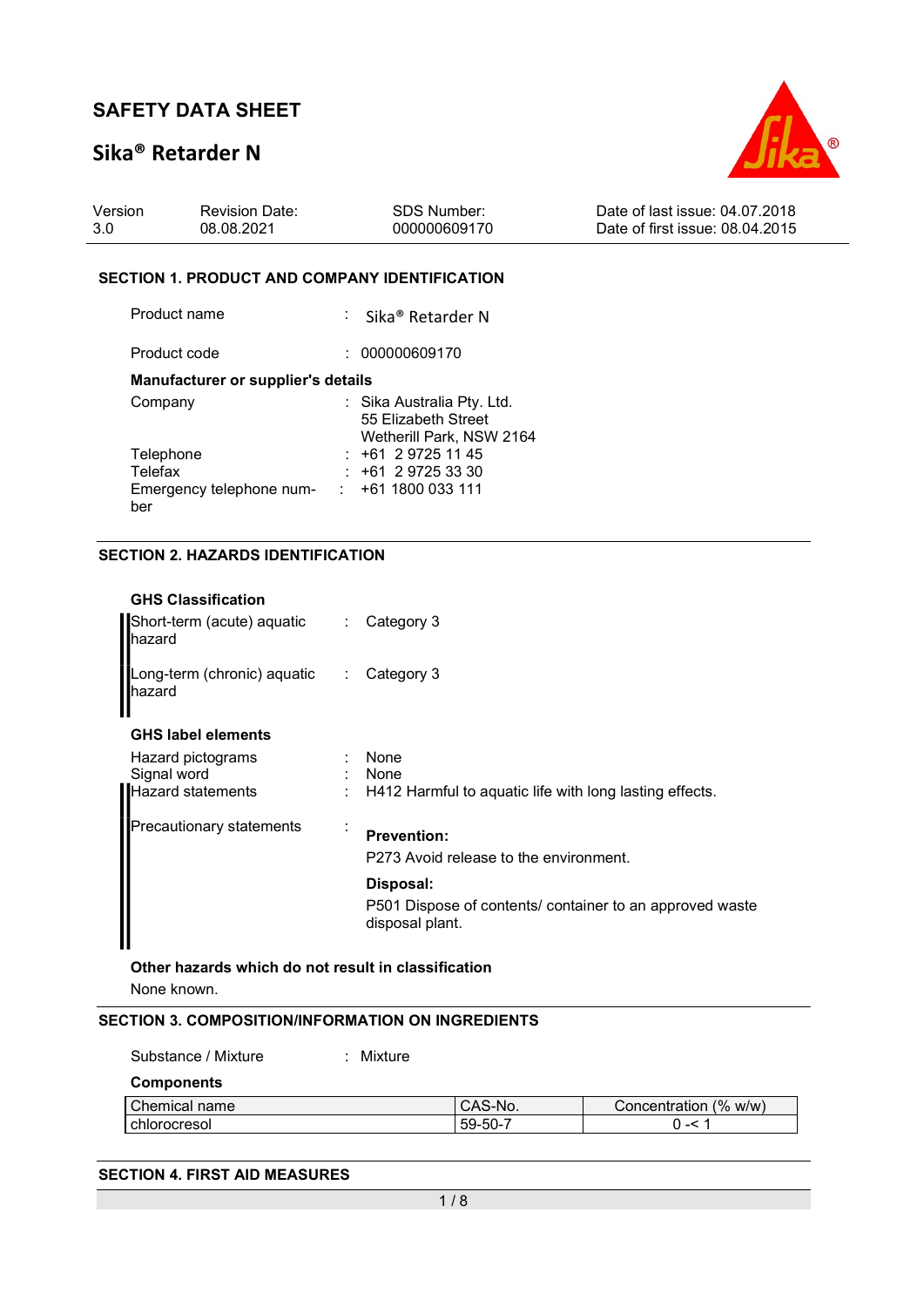# SAFETY DATA SHEET

## Sika® Retarder N

| Version | Revision Date: | SDS Number: | Date of last issue: 04.07.2018 |
|---|---|---|---|
| 3.0 | 08.08.2021 | 000000609170 | Date of first issue: 08.04.2015 |

### SECTION 1. PRODUCT AND COMPANY IDENTIFICATION

Product name : Sika® Retarder N

Product code : 000000609170

**Manufacturer or supplier's details**

Company : Sika Australia Pty. Ltd.
55 Elizabeth Street
Wetherill Park, NSW 2164

Telephone : +61 2 9725 11 45

Telefax : +61 2 9725 33 30

Emergency telephone number : +61 1800 033 111

### SECTION 2. HAZARDS IDENTIFICATION

**GHS Classification**

Short-term (acute) aquatic hazard : Category 3

Long-term (chronic) aquatic hazard : Category 3

**GHS label elements**

Hazard pictograms : None

Signal word : None

Hazard statements : H412 Harmful to aquatic life with long lasting effects.

Precautionary statements :

**Prevention:**

P273 Avoid release to the environment.

**Disposal:**

P501 Dispose of contents/ container to an approved waste disposal plant.

**Other hazards which do not result in classification**

None known.

### SECTION 3. COMPOSITION/INFORMATION ON INGREDIENTS

Substance / Mixture : Mixture

**Components**

| Chemical name | CAS-No. | Concentration (% w/w) |
|---|---|---|
| chlorocresol | 59-50-7 | 0 -< 1 |

### SECTION 4. FIRST AID MEASURES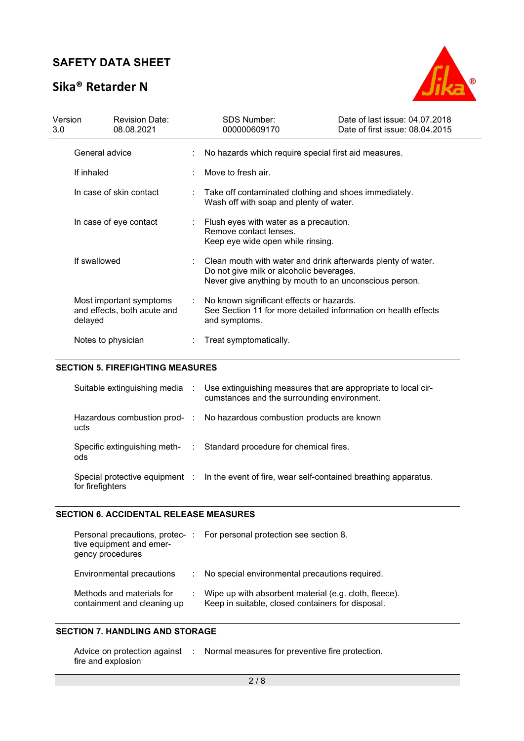| | |
|---|---|
| General advice | : No hazards which require special first aid measures. |
| If inhaled | : Move to fresh air. |
| In case of skin contact | : Take off contaminated clothing and shoes immediately. Wash off with soap and plenty of water. |
| In case of eye contact | : Flush eyes with water as a precaution. Remove contact lenses. Keep eye wide open while rinsing. |
| If swallowed | : Clean mouth with water and drink afterwards plenty of water. Do not give milk or alcoholic beverages. Never give anything by mouth to an unconscious person. |
| Most important symptoms and effects, both acute and delayed | : No known significant effects or hazards. See Section 11 for more detailed information on health effects and symptoms. |
| Notes to physician | : Treat symptomatically. |

## SECTION 5. FIREFIGHTING MEASURES

| | |
|---|---|
| Suitable extinguishing media | : Use extinguishing measures that are appropriate to local circumstances and the surrounding environment. |
| Hazardous combustion products | : No hazardous combustion products are known |
| Specific extinguishing methods | : Standard procedure for chemical fires. |
| Special protective equipment for firefighters | : In the event of fire, wear self-contained breathing apparatus. |

## SECTION 6. ACCIDENTAL RELEASE MEASURES

| | |
|---|---|
| Personal precautions, protective equipment and emergency procedures | : For personal protection see section 8. |
| Environmental precautions | : No special environmental precautions required. |
| Methods and materials for containment and cleaning up | : Wipe up with absorbent material (e.g. cloth, fleece). Keep in suitable, closed containers for disposal. |

## SECTION 7. HANDLING AND STORAGE

| | |
|---|---|
| Advice on protection against fire and explosion | : Normal measures for preventive fire protection. |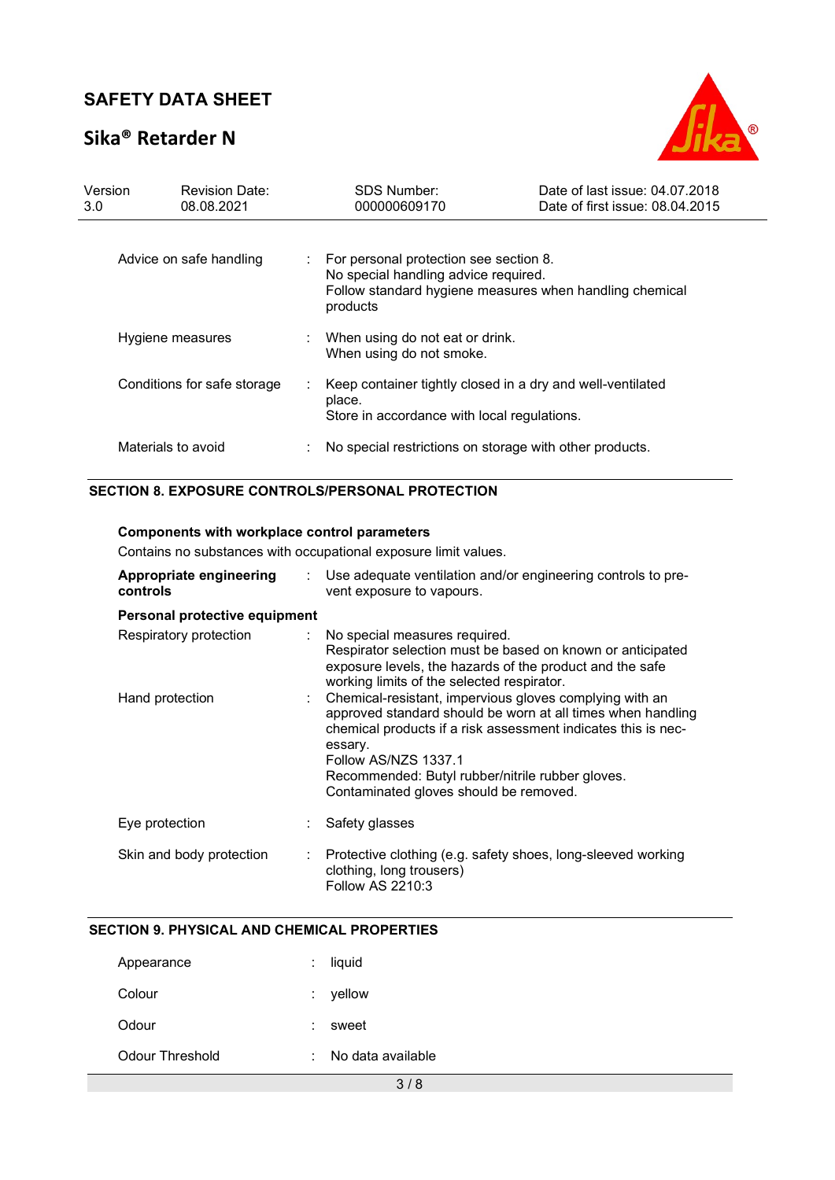| | | |
|---|---|---|
| Advice on safe handling | : | For personal protection see section 8.<br>No special handling advice required.<br>Follow standard hygiene measures when handling chemical products |
| Hygiene measures | : | When using do not eat or drink.<br>When using do not smoke. |
| Conditions for safe storage | : | Keep container tightly closed in a dry and well-ventilated place.<br>Store in accordance with local regulations. |
| Materials to avoid | : | No special restrictions on storage with other products. |

## SECTION 8. EXPOSURE CONTROLS/PERSONAL PROTECTION

**Components with workplace control parameters**

Contains no substances with occupational exposure limit values.

| | | |
|---|---|---|
| **Appropriate engineering controls** | : | Use adequate ventilation and/or engineering controls to prevent exposure to vapours. |

**Personal protective equipment**

| | | |
|---|---|---|
| Respiratory protection | : | No special measures required.<br>Respirator selection must be based on known or anticipated exposure levels, the hazards of the product and the safe working limits of the selected respirator. |
| Hand protection | : | Chemical-resistant, impervious gloves complying with an approved standard should be worn at all times when handling chemical products if a risk assessment indicates this is necessary.<br>Follow AS/NZS 1337.1<br>Recommended: Butyl rubber/nitrile rubber gloves.<br>Contaminated gloves should be removed. |
| Eye protection | : | Safety glasses |
| Skin and body protection | : | Protective clothing (e.g. safety shoes, long-sleeved working clothing, long trousers)<br>Follow AS 2210:3 |

## SECTION 9. PHYSICAL AND CHEMICAL PROPERTIES

| | | |
|---|---|---|
| Appearance | : | liquid |
| Colour | : | yellow |
| Odour | : | sweet |
| Odour Threshold | : | No data available |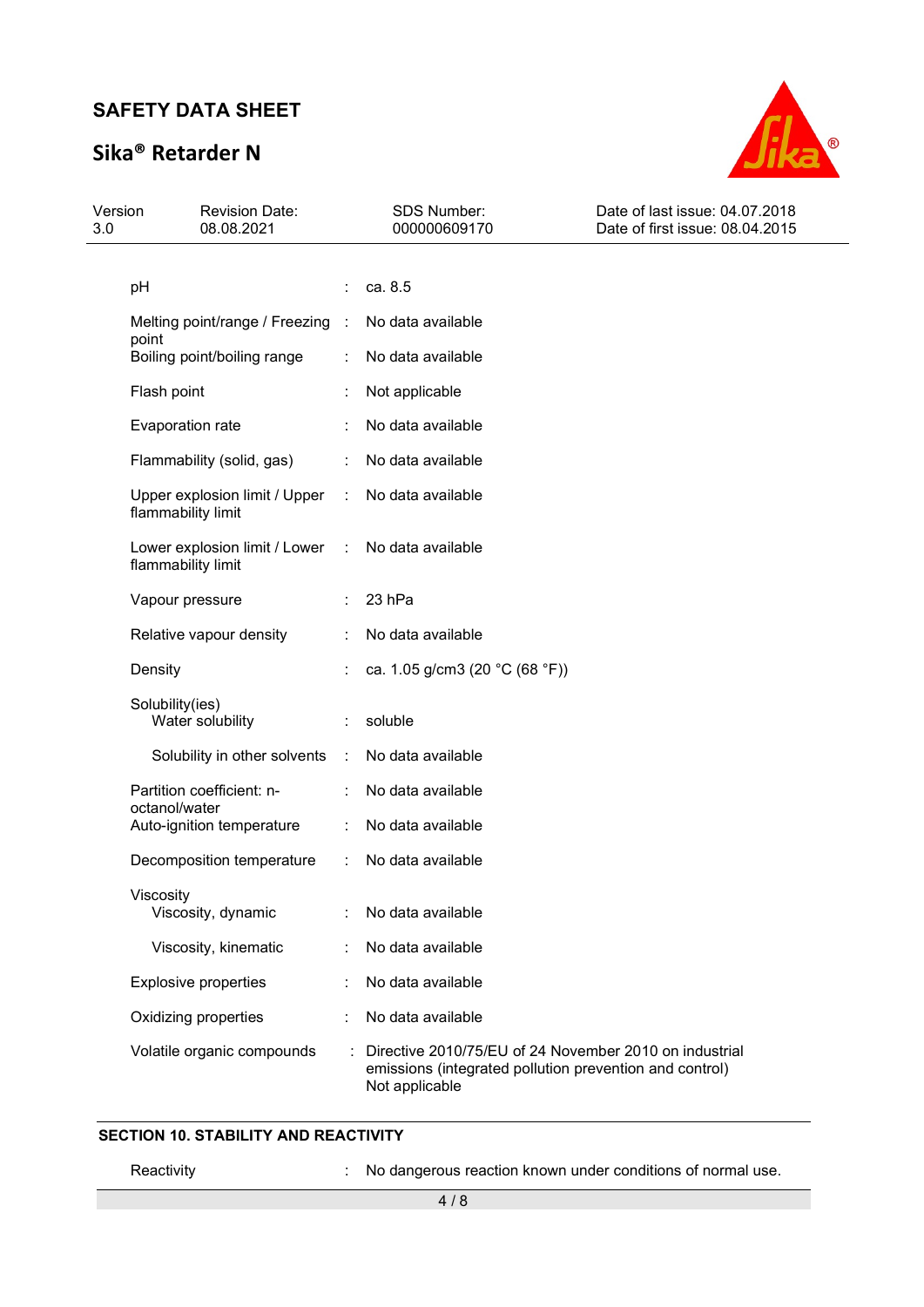| | | |
|---|---|---|
| pH | : | ca. 8.5 |
| Melting point/range / Freezing point | : | No data available |
| Boiling point/boiling range | : | No data available |
| Flash point | : | Not applicable |
| Evaporation rate | : | No data available |
| Flammability (solid, gas) | : | No data available |
| Upper explosion limit / Upper flammability limit | : | No data available |
| Lower explosion limit / Lower flammability limit | : | No data available |
| Vapour pressure | : | 23 hPa |
| Relative vapour density | : | No data available |
| Density | : | ca. 1.05 g/cm3 (20 °C (68 °F)) |
| Solubility(ies) | | |
| Water solubility | : | soluble |
| Solubility in other solvents | : | No data available |
| Partition coefficient: n-octanol/water | : | No data available |
| Auto-ignition temperature | : | No data available |
| Decomposition temperature | : | No data available |
| Viscosity | | |
| Viscosity, dynamic | : | No data available |
| Viscosity, kinematic | : | No data available |
| Explosive properties | : | No data available |
| Oxidizing properties | : | No data available |
| Volatile organic compounds | : | Directive 2010/75/EU of 24 November 2010 on industrial emissions (integrated pollution prevention and control)<br>Not applicable |

## SECTION 10. STABILITY AND REACTIVITY

| | | |
|---|---|---|
| Reactivity | : | No dangerous reaction known under conditions of normal use. |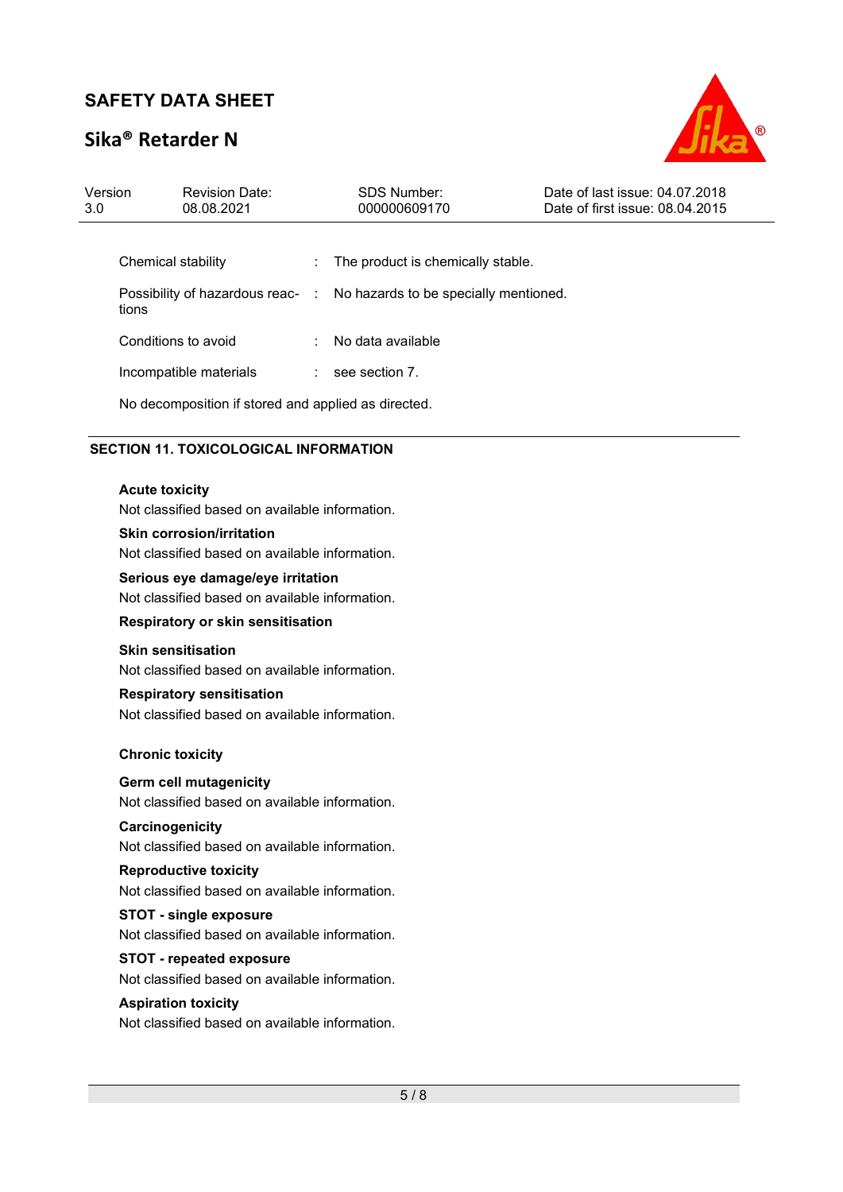| | | |
|---|---|---|
| Chemical stability | : | The product is chemically stable. |
| Possibility of hazardous reactions | : | No hazards to be specially mentioned. |
| Conditions to avoid | : | No data available |
| Incompatible materials | : | see section 7. |

No decomposition if stored and applied as directed.

## SECTION 11. TOXICOLOGICAL INFORMATION

**Acute toxicity**

Not classified based on available information.

**Skin corrosion/irritation**

Not classified based on available information.

**Serious eye damage/eye irritation**

Not classified based on available information.

**Respiratory or skin sensitisation**

**Skin sensitisation**

Not classified based on available information.

**Respiratory sensitisation**

Not classified based on available information.

**Chronic toxicity**

**Germ cell mutagenicity**

Not classified based on available information.

**Carcinogenicity**

Not classified based on available information.

**Reproductive toxicity**

Not classified based on available information.

**STOT - single exposure**

Not classified based on available information.

**STOT - repeated exposure**

Not classified based on available information.

**Aspiration toxicity**

Not classified based on available information.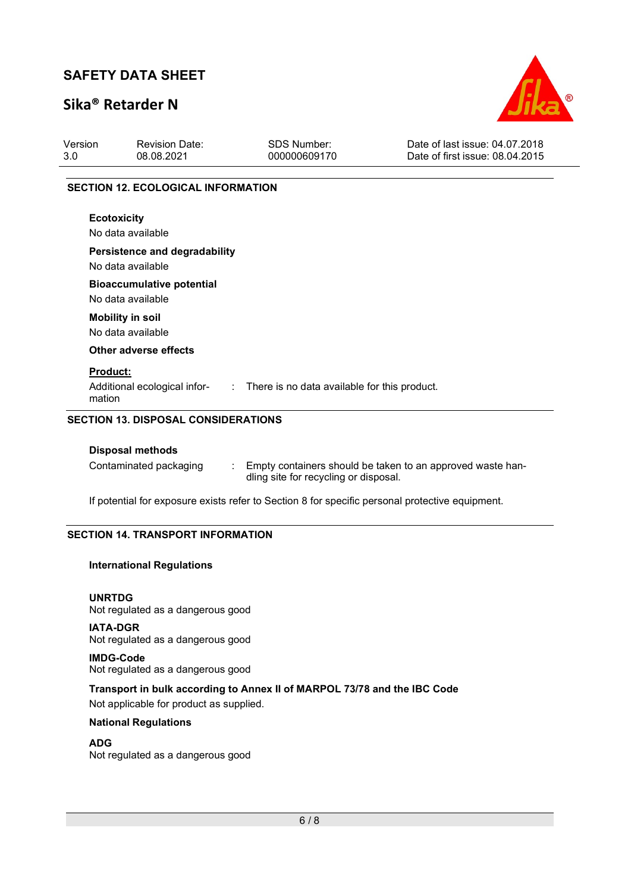## SECTION 12. ECOLOGICAL INFORMATION

**Ecotoxicity**

No data available

**Persistence and degradability**

No data available

**Bioaccumulative potential**

No data available

**Mobility in soil**

No data available

**Other adverse effects**

**Product:**

Additional ecological information : There is no data available for this product.

## SECTION 13. DISPOSAL CONSIDERATIONS

**Disposal methods**

Contaminated packaging : Empty containers should be taken to an approved waste handling site for recycling or disposal.

If potential for exposure exists refer to Section 8 for specific personal protective equipment.

## SECTION 14. TRANSPORT INFORMATION

**International Regulations**

**UNRTDG**

Not regulated as a dangerous good

**IATA-DGR**

Not regulated as a dangerous good

**IMDG-Code**

Not regulated as a dangerous good

**Transport in bulk according to Annex II of MARPOL 73/78 and the IBC Code**

Not applicable for product as supplied.

**National Regulations**

**ADG**

Not regulated as a dangerous good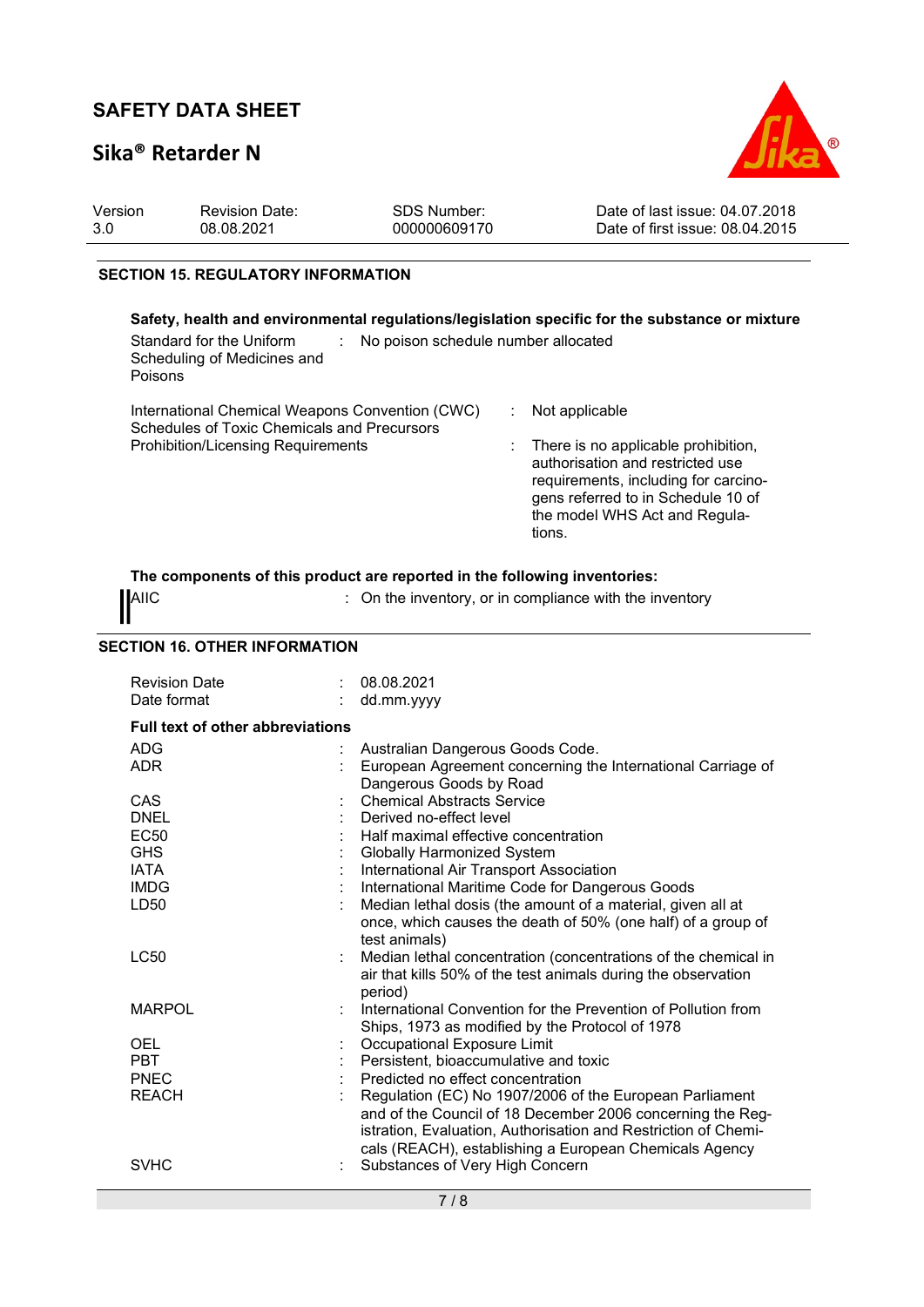## SECTION 15. REGULATORY INFORMATION

**Safety, health and environmental regulations/legislation specific for the substance or mixture**

| | | |
|---|---|---|
| Standard for the Uniform Scheduling of Medicines and Poisons | : | No poison schedule number allocated |
| International Chemical Weapons Convention (CWC) Schedules of Toxic Chemicals and Precursors | : | Not applicable |
| Prohibition/Licensing Requirements | : | There is no applicable prohibition, authorisation and restricted use requirements, including for carcinogens referred to in Schedule 10 of the model WHS Act and Regulations. |

**The components of this product are reported in the following inventories:**

| | | |
|---|---|---|
| AIIC | : | On the inventory, or in compliance with the inventory |

## SECTION 16. OTHER INFORMATION

| | | |
|---|---|---|
| Revision Date | : | 08.08.2021 |
| Date format | : | dd.mm.yyyy |

**Full text of other abbreviations**

| | | |
|---|---|---|
| ADG | : | Australian Dangerous Goods Code. |
| ADR | : | European Agreement concerning the International Carriage of Dangerous Goods by Road |
| CAS | : | Chemical Abstracts Service |
| DNEL | : | Derived no-effect level |
| EC50 | : | Half maximal effective concentration |
| GHS | : | Globally Harmonized System |
| IATA | : | International Air Transport Association |
| IMDG | : | International Maritime Code for Dangerous Goods |
| LD50 | : | Median lethal dosis (the amount of a material, given all at once, which causes the death of 50% (one half) of a group of test animals) |
| LC50 | : | Median lethal concentration (concentrations of the chemical in air that kills 50% of the test animals during the observation period) |
| MARPOL | : | International Convention for the Prevention of Pollution from Ships, 1973 as modified by the Protocol of 1978 |
| OEL | : | Occupational Exposure Limit |
| PBT | : | Persistent, bioaccumulative and toxic |
| PNEC | : | Predicted no effect concentration |
| REACH | : | Regulation (EC) No 1907/2006 of the European Parliament and of the Council of 18 December 2006 concerning the Registration, Evaluation, Authorisation and Restriction of Chemicals (REACH), establishing a European Chemicals Agency |
| SVHC | : | Substances of Very High Concern |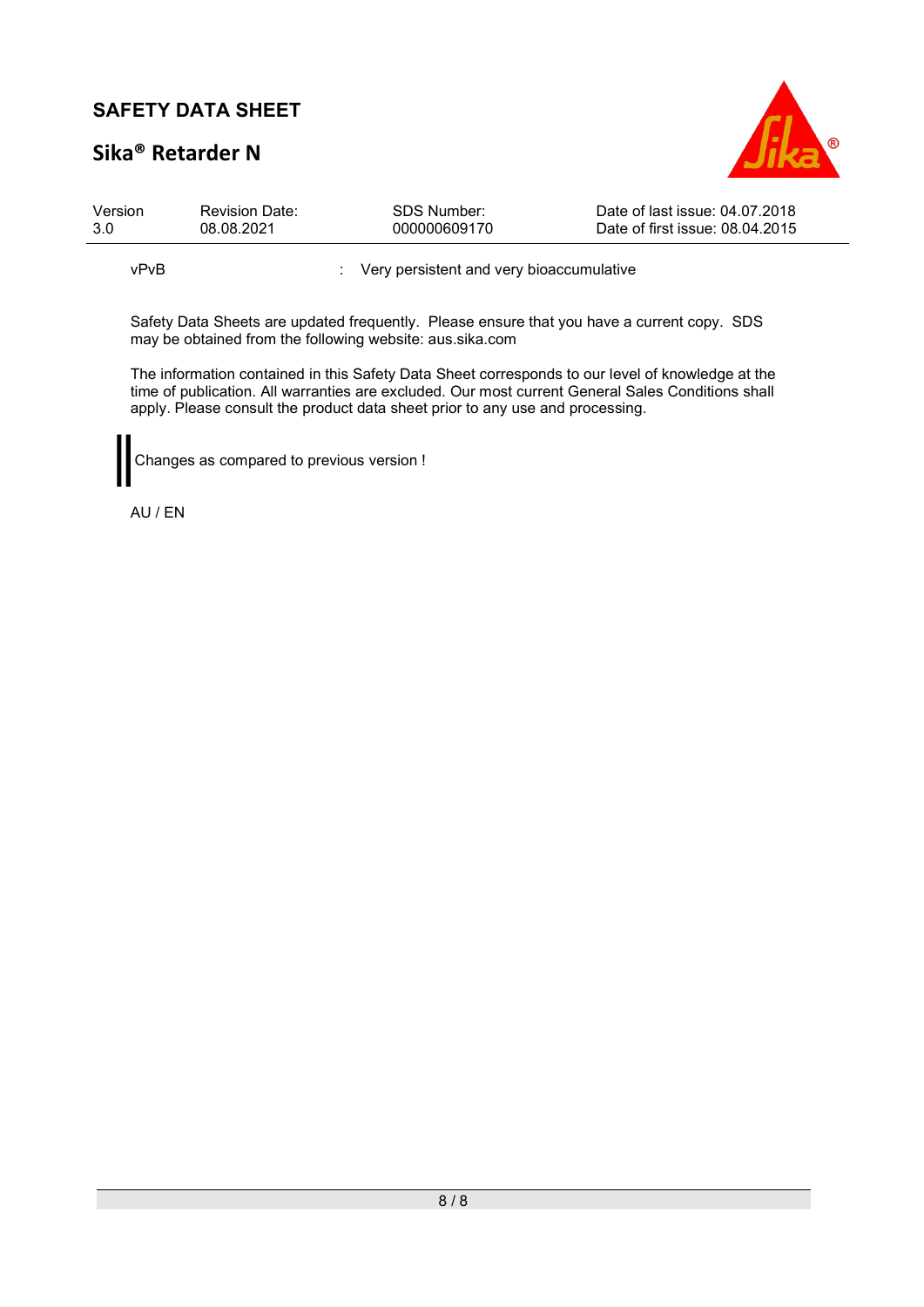vPvB : Very persistent and very bioaccumulative

Safety Data Sheets are updated frequently. Please ensure that you have a current copy. SDS may be obtained from the following website: aus.sika.com

The information contained in this Safety Data Sheet corresponds to our level of knowledge at the time of publication. All warranties are excluded. Our most current General Sales Conditions shall apply. Please consult the product data sheet prior to any use and processing.

|| Changes as compared to previous version !

AU / EN